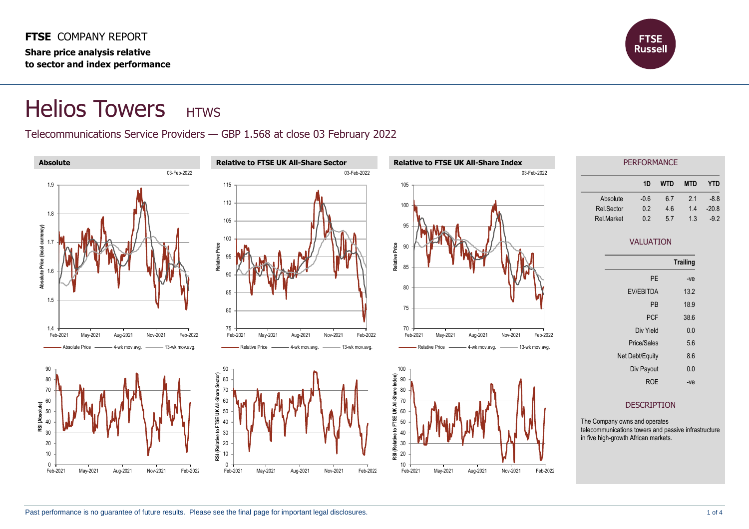**FTSE** COMPANY REPORT

**Share price analysis relative to sector and index performance**

# Helios Towers HTWS

Telecommunications Service Providers — GBP 1.568 at close 03 February 2022

### Absolute

03-Feb-2022

Absolute Price — 4-wk mov.avg. — 13-wk mov.avg.

### Relative to FTSE UK All-Share Sector

03-Feb-2022

Relative Price — 4-wk mov.avg. — 13-wk mov.avg.

### Relative to FTSE UK All-Share Index

03-Feb-2022

Relative Price — 4-wk mov.avg. — 13-wk mov.avg.

## PERFORMANCE

| | 1D | WTD | MTD | YTD |
|---|---|---|---|---|
| Absolute | -0.6 | 6.7 | 2.1 | -8.8 |
| Rel.Sector | 0.2 | 4.6 | 1.4 | -20.8 |
| Rel.Market | 0.2 | 5.7 | 1.3 | -9.2 |

## VALUATION

| | Trailing |
|---|---|
| PE | -ve |
| EV/EBITDA | 13.2 |
| PB | 18.9 |
| PCF | 38.6 |
| Div Yield | 0.0 |
| Price/Sales | 5.6 |
| Net Debt/Equity | 8.6 |
| Div Payout | 0.0 |
| ROE | -ve |

## DESCRIPTION

The Company owns and operates telecommunications towers and passive infrastructure in five high-growth African markets.

Past performance is no guarantee of future results. Please see the final page for important legal disclosures.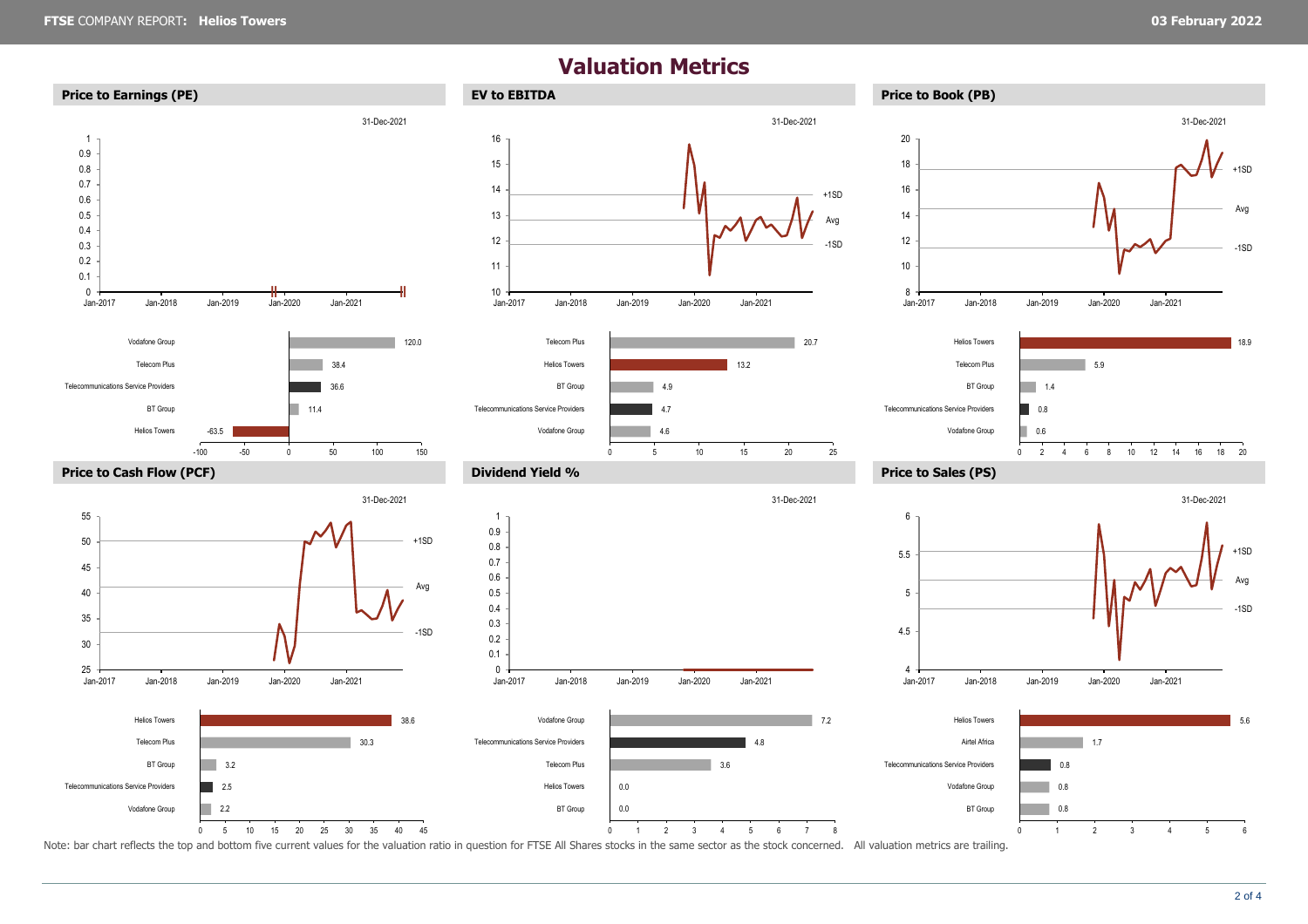# Valuation Metrics

## Price to Earnings (PE)

31-Dec-2021

| Company | PE |
|---|---|
| Vodafone Group | 120.0 |
| Telecom Plus | 38.4 |
| Telecommunications Service Providers | 36.6 |
| BT Group | 11.4 |
| Helios Towers | -63.5 |

## EV to EBITDA

31-Dec-2021

| Company | EV to EBITDA |
|---|---|
| Telecom Plus | 20.7 |
| Helios Towers | 13.2 |
| BT Group | 4.9 |
| Telecommunications Service Providers | 4.7 |
| Vodafone Group | 4.6 |

## Price to Book (PB)

31-Dec-2021

| Company | PB |
|---|---|
| Helios Towers | 18.9 |
| Telecom Plus | 5.9 |
| BT Group | 1.4 |
| Telecommunications Service Providers | 0.8 |
| Vodafone Group | 0.6 |

## Price to Cash Flow (PCF)

31-Dec-2021

| Company | PCF |
|---|---|
| Helios Towers | 38.6 |
| Telecom Plus | 30.3 |
| BT Group | 3.2 |
| Telecommunications Service Providers | 2.5 |
| Vodafone Group | 2.2 |

## Dividend Yield %

31-Dec-2021

| Company | Dividend Yield % |
|---|---|
| Vodafone Group | 7.2 |
| Telecommunications Service Providers | 4.8 |
| Telecom Plus | 3.6 |
| Helios Towers | 0.0 |
| BT Group | 0.0 |

## Price to Sales (PS)

31-Dec-2021

| Company | PS |
|---|---|
| Helios Towers | 5.6 |
| Airtel Africa | 1.7 |
| Telecommunications Service Providers | 0.8 |
| Vodafone Group | 0.8 |
| BT Group | 0.8 |

Note: bar chart reflects the top and bottom five current values for the valuation ratio in question for FTSE All Shares stocks in the same sector as the stock concerned. All valuation metrics are trailing.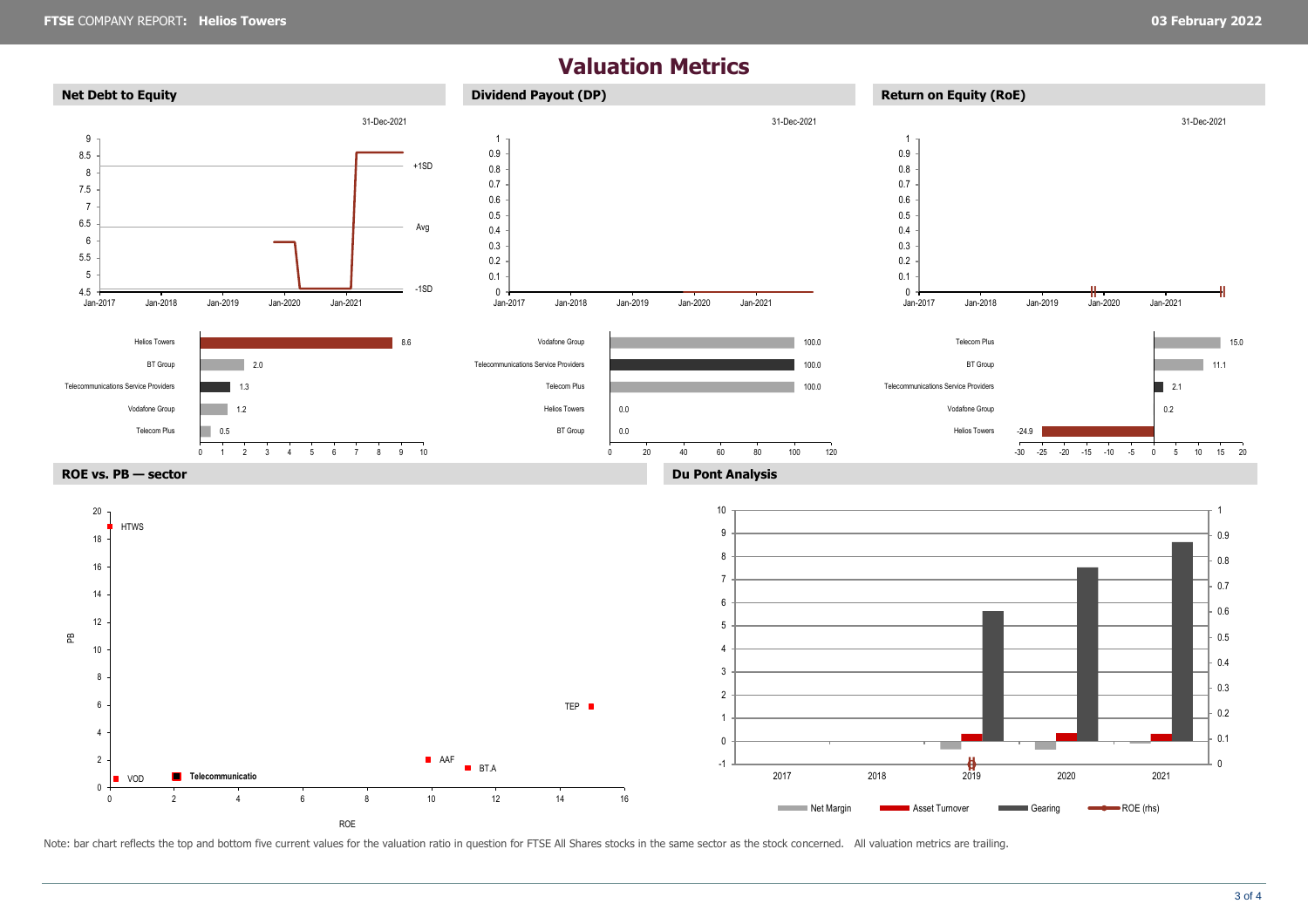# Valuation Metrics

## Net Debt to Equity

31-Dec-2021

| Company | Value |
| --- | --- |
| Helios Towers | 8.6 |
| BT Group | 2.0 |
| Telecommunications Service Providers | 1.3 |
| Vodafone Group | 1.2 |
| Telecom Plus | 0.5 |

## Dividend Payout (DP)

31-Dec-2021

| Company | Value |
| --- | --- |
| Vodafone Group | 100.0 |
| Telecommunications Service Providers | 100.0 |
| Telecom Plus | 100.0 |
| Helios Towers | 0.0 |
| BT Group | 0.0 |

## Return on Equity (RoE)

31-Dec-2021

| Company | Value |
| --- | --- |
| Telecom Plus | 15.0 |
| BT Group | 11.1 |
| Telecommunications Service Providers | 2.1 |
| Vodafone Group | 0.2 |
| Helios Towers | -24.9 |

## ROE vs. PB — sector

## Du Pont Analysis

Note: bar chart reflects the top and bottom five current values for the valuation ratio in question for FTSE All Shares stocks in the same sector as the stock concerned. All valuation metrics are trailing.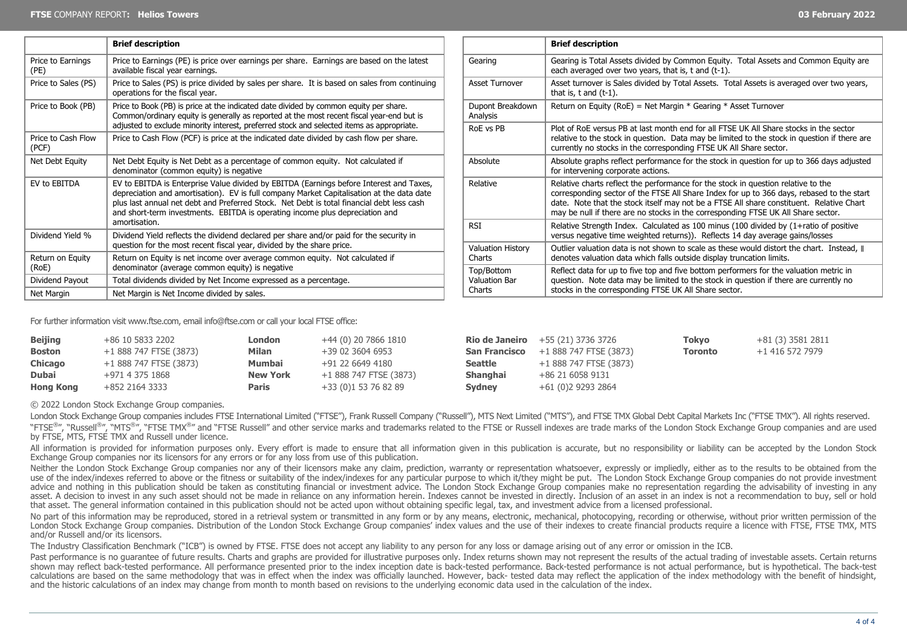| | Brief description |
|---|---|
| Price to Earnings (PE) | Price to Earnings (PE) is price over earnings per share. Earnings are based on the latest available fiscal year earnings. |
| Price to Sales (PS) | Price to Sales (PS) is price divided by sales per share. It is based on sales from continuing operations for the fiscal year. |
| Price to Book (PB) | Price to Book (PB) is price at the indicated date divided by common equity per share. Common/ordinary equity is generally as reported at the most recent fiscal year-end but is adjusted to exclude minority interest, preferred stock and selected items as appropriate. |
| Price to Cash Flow (PCF) | Price to Cash Flow (PCF) is price at the indicated date divided by cash flow per share. |
| Net Debt Equity | Net Debt Equity is Net Debt as a percentage of common equity. Not calculated if denominator (common equity) is negative |
| EV to EBITDA | EV to EBITDA is Enterprise Value divided by EBITDA (Earnings before Interest and Taxes, depreciation and amortisation). EV is full company Market Capitalisation at the data date plus last annual net debt and Preferred Stock. Net Debt is total financial debt less cash and short-term investments. EBITDA is operating income plus depreciation and amortisation. |
| Dividend Yield % | Dividend Yield reflects the dividend declared per share and/or paid for the security in question for the most recent fiscal year, divided by the share price. |
| Return on Equity (RoE) | Return on Equity is net income over average common equity. Not calculated if denominator (average common equity) is negative |
| Dividend Payout | Total dividends divided by Net Income expressed as a percentage. |
| Net Margin | Net Margin is Net Income divided by sales. |

| | Brief description |
|---|---|
| Gearing | Gearing is Total Assets divided by Common Equity. Total Assets and Common Equity are each averaged over two years, that is, t and (t-1). |
| Asset Turnover | Asset turnover is Sales divided by Total Assets. Total Assets is averaged over two years, that is, t and (t-1). |
| Dupont Breakdown Analysis | Return on Equity (RoE) = Net Margin * Gearing * Asset Turnover |
| RoE vs PB | Plot of RoE versus PB at last month end for all FTSE UK All Share stocks in the sector relative to the stock in question. Data may be limited to the stock in question if there are currently no stocks in the corresponding FTSE UK All Share sector. |
| Absolute | Absolute graphs reflect performance for the stock in question for up to 366 days adjusted for intervening corporate actions. |
| Relative | Relative charts reflect the performance for the stock in question relative to the corresponding sector of the FTSE All Share Index for up to 366 days, rebased to the start date. Note that the stock itself may not be a FTSE All share constituent. Relative Chart may be null if there are no stocks in the corresponding FTSE UK All Share sector. |
| RSI | Relative Strength Index. Calculated as 100 minus (100 divided by (1+ratio of positive versus negative time weighted returns)). Reflects 14 day average gains/losses |
| Valuation History Charts | Outlier valuation data is not shown to scale as these would distort the chart. Instead, ‖ denotes valuation data which falls outside display truncation limits. |
| Top/Bottom Valuation Bar Charts | Reflect data for up to five top and five bottom performers for the valuation metric in question. Note data may be limited to the stock in question if there are currently no stocks in the corresponding FTSE UK All Share sector. |

For further information visit www.ftse.com, email info@ftse.com or call your local FTSE office:

| | | | | | | | |
|---|---|---|---|---|---|---|---|
| **Beijing** | +86 10 5833 2202 | **London** | +44 (0) 20 7866 1810 | **Rio de Janeiro** | +55 (21) 3736 3726 | **Tokyo** | +81 (3) 3581 2811 |
| **Boston** | +1 888 747 FTSE (3873) | **Milan** | +39 02 3604 6953 | **San Francisco** | +1 888 747 FTSE (3873) | **Toronto** | +1 416 572 7979 |
| **Chicago** | +1 888 747 FTSE (3873) | **Mumbai** | +91 22 6649 4180 | **Seattle** | +1 888 747 FTSE (3873) | | |
| **Dubai** | +971 4 375 1868 | **New York** | +1 888 747 FTSE (3873) | **Shanghai** | +86 21 6058 9131 | | |
| **Hong Kong** | +852 2164 3333 | **Paris** | +33 (0)1 53 76 82 89 | **Sydney** | +61 (0)2 9293 2864 | | |

© 2022 London Stock Exchange Group companies.

London Stock Exchange Group companies includes FTSE International Limited ("FTSE"), Frank Russell Company ("Russell"), MTS Next Limited ("MTS"), and FTSE TMX Global Debt Capital Markets Inc ("FTSE TMX"). All rights reserved. "FTSE®", "Russell®", "MTS®", "FTSE TMX®" and "FTSE Russell" and other service marks and trademarks related to the FTSE or Russell indexes are trade marks of the London Stock Exchange Group companies and are used by FTSE, MTS, FTSE TMX and Russell under licence.

All information is provided for information purposes only. Every effort is made to ensure that all information given in this publication is accurate, but no responsibility or liability can be accepted by the London Stock Exchange Group companies nor its licensors for any errors or for any loss from use of this publication.

Neither the London Stock Exchange Group companies nor any of their licensors make any claim, prediction, warranty or representation whatsoever, expressly or impliedly, either as to the results to be obtained from the use of the index/indexes referred to above or the fitness or suitability of the index/indexes for any particular purpose to which it/they might be put. The London Stock Exchange Group companies do not provide investment advice and nothing in this publication should be taken as constituting financial or investment advice. The London Stock Exchange Group companies make no representation regarding the advisability of investing in any asset. A decision to invest in any such asset should not be made in reliance on any information herein. Indexes cannot be invested in directly. Inclusion of an asset in an index is not a recommendation to buy, sell or hold that asset. The general information contained in this publication should not be acted upon without obtaining specific legal, tax, and investment advice from a licensed professional.

No part of this information may be reproduced, stored in a retrieval system or transmitted in any form or by any means, electronic, mechanical, photocopying, recording or otherwise, without prior written permission of the London Stock Exchange Group companies. Distribution of the London Stock Exchange Group companies' index values and the use of their indexes to create financial products require a licence with FTSE, FTSE TMX, MTS and/or Russell and/or its licensors.

The Industry Classification Benchmark ("ICB") is owned by FTSE. FTSE does not accept any liability to any person for any loss or damage arising out of any error or omission in the ICB.

Past performance is no guarantee of future results. Charts and graphs are provided for illustrative purposes only. Index returns shown may not represent the results of the actual trading of investable assets. Certain returns shown may reflect back-tested performance. All performance presented prior to the index inception date is back-tested performance. Back-tested performance is not actual performance, but is hypothetical. The back-test calculations are based on the same methodology that was in effect when the index was officially launched. However, back- tested data may reflect the application of the index methodology with the benefit of hindsight, and the historic calculations of an index may change from month to month based on revisions to the underlying economic data used in the calculation of the index.